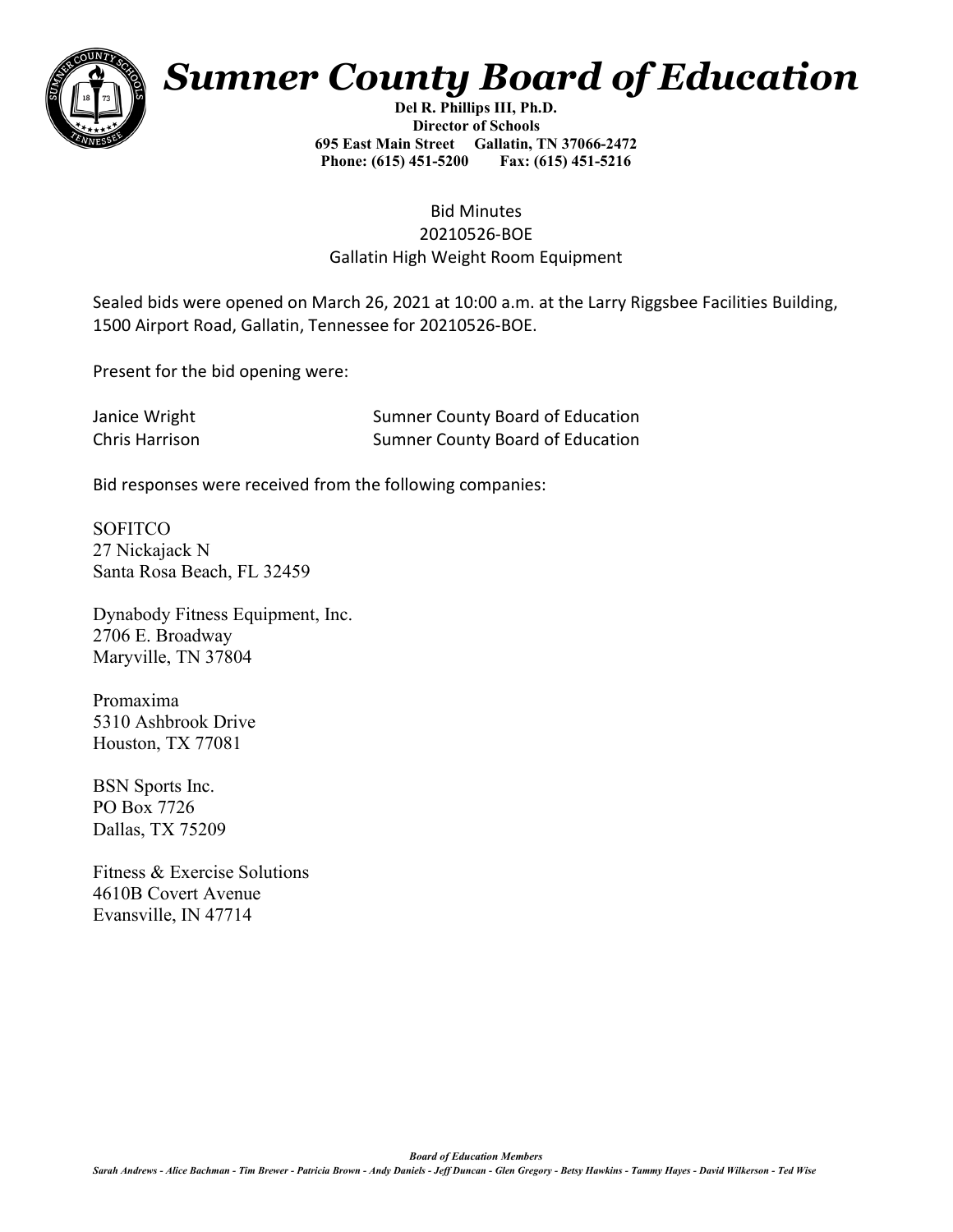# Sumner County Board of Education

**Del R. Phillips III, Ph.D.**
**Director of Schools**
**695 East Main Street Gallatin, TN 37066-2472**
**Phone: (615) 451-5200 Fax: (615) 451-5216**

Bid Minutes
20210526-BOE
Gallatin High Weight Room Equipment

Sealed bids were opened on March 26, 2021 at 10:00 a.m. at the Larry Riggsbee Facilities Building, 1500 Airport Road, Gallatin, Tennessee for 20210526-BOE.

Present for the bid opening were:

Janice Wright — Sumner County Board of Education
Chris Harrison — Sumner County Board of Education

Bid responses were received from the following companies:

SOFITCO
27 Nickajack N
Santa Rosa Beach, FL 32459

Dynabody Fitness Equipment, Inc.
2706 E. Broadway
Maryville, TN 37804

Promaxima
5310 Ashbrook Drive
Houston, TX 77081

BSN Sports Inc.
PO Box 7726
Dallas, TX 75209

Fitness & Exercise Solutions
4610B Covert Avenue
Evansville, IN 47714

***Board of Education Members***
*Sarah Andrews - Alice Bachman - Tim Brewer - Patricia Brown - Andy Daniels - Jeff Duncan - Glen Gregory - Betsy Hawkins - Tammy Hayes - David Wilkerson - Ted Wise*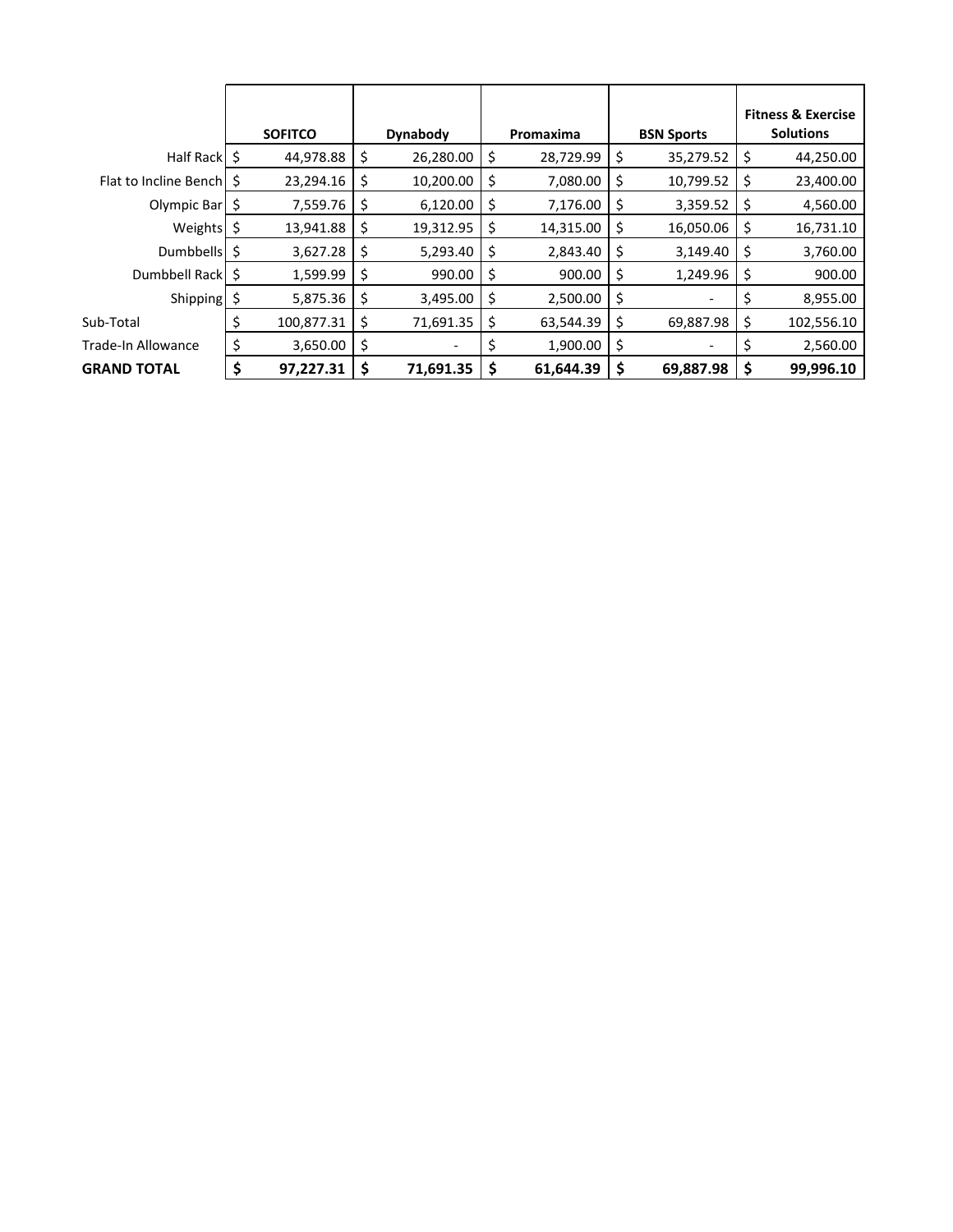| | SOFITCO | Dynabody | Promaxima | BSN Sports | Fitness & Exercise Solutions |
|---|---|---|---|---|---|
| Half Rack | $ 44,978.88 | $ 26,280.00 | $ 28,729.99 | $ 35,279.52 | $ 44,250.00 |
| Flat to Incline Bench | $ 23,294.16 | $ 10,200.00 | $ 7,080.00 | $ 10,799.52 | $ 23,400.00 |
| Olympic Bar | $ 7,559.76 | $ 6,120.00 | $ 7,176.00 | $ 3,359.52 | $ 4,560.00 |
| Weights | $ 13,941.88 | $ 19,312.95 | $ 14,315.00 | $ 16,050.06 | $ 16,731.10 |
| Dumbbells | $ 3,627.28 | $ 5,293.40 | $ 2,843.40 | $ 3,149.40 | $ 3,760.00 |
| Dumbbell Rack | $ 1,599.99 | $ 990.00 | $ 900.00 | $ 1,249.96 | $ 900.00 |
| Shipping | $ 5,875.36 | $ 3,495.00 | $ 2,500.00 | $ - | $ 8,955.00 |
| Sub-Total | $ 100,877.31 | $ 71,691.35 | $ 63,544.39 | $ 69,887.98 | $ 102,556.10 |
| Trade-In Allowance | $ 3,650.00 | $ - | $ 1,900.00 | $ - | $ 2,560.00 |
| **GRAND TOTAL** | **$ 97,227.31** | **$ 71,691.35** | **$ 61,644.39** | **$ 69,887.98** | **$ 99,996.10** |